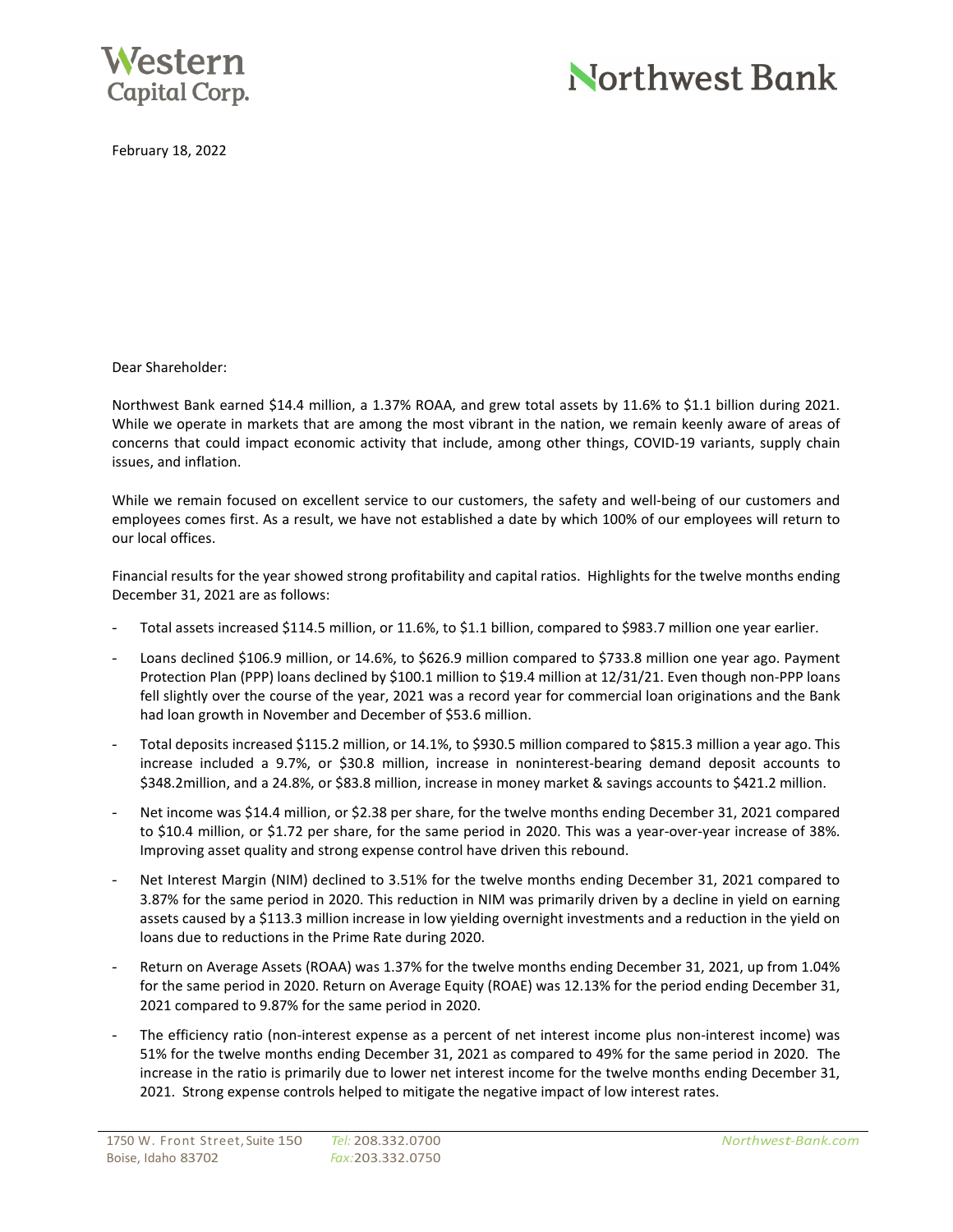Western Capital Corp.

Northwest Bank

February 18, 2022

Dear Shareholder:

Northwest Bank earned $14.4 million, a 1.37% ROAA, and grew total assets by 11.6% to $1.1 billion during 2021. While we operate in markets that are among the most vibrant in the nation, we remain keenly aware of areas of concerns that could impact economic activity that include, among other things, COVID-19 variants, supply chain issues, and inflation.

While we remain focused on excellent service to our customers, the safety and well-being of our customers and employees comes first. As a result, we have not established a date by which 100% of our employees will return to our local offices.

Financial results for the year showed strong profitability and capital ratios. Highlights for the twelve months ending December 31, 2021 are as follows:

- Total assets increased $114.5 million, or 11.6%, to $1.1 billion, compared to $983.7 million one year earlier.
- Loans declined $106.9 million, or 14.6%, to $626.9 million compared to $733.8 million one year ago. Payment Protection Plan (PPP) loans declined by $100.1 million to $19.4 million at 12/31/21. Even though non-PPP loans fell slightly over the course of the year, 2021 was a record year for commercial loan originations and the Bank had loan growth in November and December of $53.6 million.
- Total deposits increased $115.2 million, or 14.1%, to $930.5 million compared to $815.3 million a year ago. This increase included a 9.7%, or $30.8 million, increase in noninterest-bearing demand deposit accounts to $348.2million, and a 24.8%, or $83.8 million, increase in money market & savings accounts to $421.2 million.
- Net income was $14.4 million, or $2.38 per share, for the twelve months ending December 31, 2021 compared to $10.4 million, or $1.72 per share, for the same period in 2020. This was a year-over-year increase of 38%. Improving asset quality and strong expense control have driven this rebound.
- Net Interest Margin (NIM) declined to 3.51% for the twelve months ending December 31, 2021 compared to 3.87% for the same period in 2020. This reduction in NIM was primarily driven by a decline in yield on earning assets caused by a $113.3 million increase in low yielding overnight investments and a reduction in the yield on loans due to reductions in the Prime Rate during 2020.
- Return on Average Assets (ROAA) was 1.37% for the twelve months ending December 31, 2021, up from 1.04% for the same period in 2020. Return on Average Equity (ROAE) was 12.13% for the period ending December 31, 2021 compared to 9.87% for the same period in 2020.
- The efficiency ratio (non-interest expense as a percent of net interest income plus non-interest income) was 51% for the twelve months ending December 31, 2021 as compared to 49% for the same period in 2020. The increase in the ratio is primarily due to lower net interest income for the twelve months ending December 31, 2021. Strong expense controls helped to mitigate the negative impact of low interest rates.

1750 W. Front Street, Suite 150 Boise, Idaho 83702 | Tel: 208.332.0700 Fax: 203.332.0750 | Northwest-Bank.com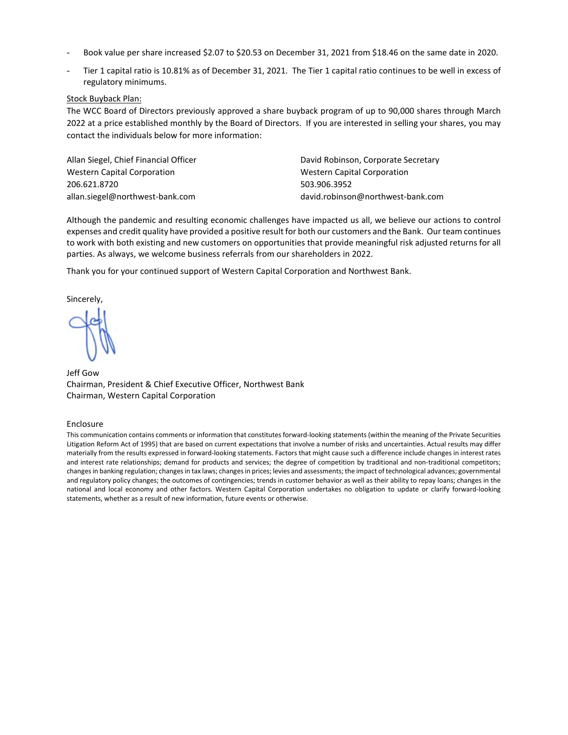- Book value per share increased $2.07 to $20.53 on December 31, 2021 from $18.46 on the same date in 2020.
- Tier 1 capital ratio is 10.81% as of December 31, 2021. The Tier 1 capital ratio continues to be well in excess of regulatory minimums.

Stock Buyback Plan:

The WCC Board of Directors previously approved a share buyback program of up to 90,000 shares through March 2022 at a price established monthly by the Board of Directors. If you are interested in selling your shares, you may contact the individuals below for more information:

Allan Siegel, Chief Financial Officer
Western Capital Corporation
206.621.8720
allan.siegel@northwest-bank.com

David Robinson, Corporate Secretary
Western Capital Corporation
503.906.3952
david.robinson@northwest-bank.com

Although the pandemic and resulting economic challenges have impacted us all, we believe our actions to control expenses and credit quality have provided a positive result for both our customers and the Bank. Our team continues to work with both existing and new customers on opportunities that provide meaningful risk adjusted returns for all parties. As always, we welcome business referrals from our shareholders in 2022.

Thank you for your continued support of Western Capital Corporation and Northwest Bank.

Sincerely,

Jeff Gow
Chairman, President & Chief Executive Officer, Northwest Bank
Chairman, Western Capital Corporation

Enclosure

This communication contains comments or information that constitutes forward-looking statements (within the meaning of the Private Securities Litigation Reform Act of 1995) that are based on current expectations that involve a number of risks and uncertainties. Actual results may differ materially from the results expressed in forward-looking statements. Factors that might cause such a difference include changes in interest rates and interest rate relationships; demand for products and services; the degree of competition by traditional and non-traditional competitors; changes in banking regulation; changes in tax laws; changes in prices; levies and assessments; the impact of technological advances; governmental and regulatory policy changes; the outcomes of contingencies; trends in customer behavior as well as their ability to repay loans; changes in the national and local economy and other factors. Western Capital Corporation undertakes no obligation to update or clarify forward-looking statements, whether as a result of new information, future events or otherwise.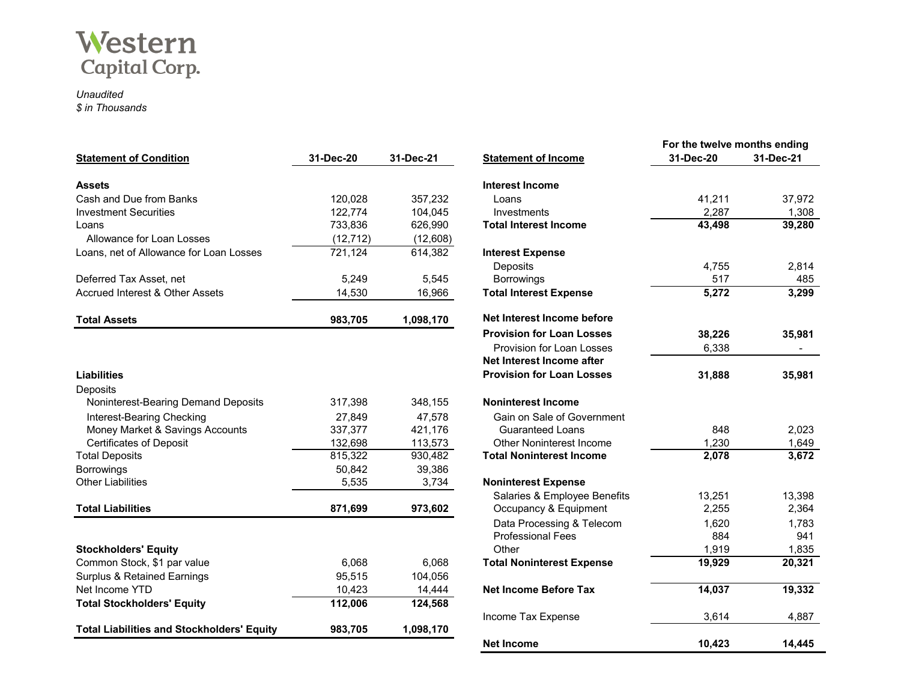# Western Capital Corp.

*Unaudited*
*$ in Thousands*

| Statement of Condition | 31-Dec-20 | 31-Dec-21 |
|---|---|---|
| **Assets** | | |
| Cash and Due from Banks | 120,028 | 357,232 |
| Investment Securities | 122,774 | 104,045 |
| Loans | 733,836 | 626,990 |
| Allowance for Loan Losses | (12,712) | (12,608) |
| Loans, net of Allowance for Loan Losses | 721,124 | 614,382 |
| Deferred Tax Asset, net | 5,249 | 5,545 |
| Accrued Interest & Other Assets | 14,530 | 16,966 |
| **Total Assets** | **983,705** | **1,098,170** |
| **Liabilities** | | |
| Deposits | | |
| Noninterest-Bearing Demand Deposits | 317,398 | 348,155 |
| Interest-Bearing Checking | 27,849 | 47,578 |
| Money Market & Savings Accounts | 337,377 | 421,176 |
| Certificates of Deposit | 132,698 | 113,573 |
| Total Deposits | 815,322 | 930,482 |
| Borrowings | 50,842 | 39,386 |
| Other Liabilities | 5,535 | 3,734 |
| **Total Liabilities** | **871,699** | **973,602** |
| **Stockholders' Equity** | | |
| Common Stock, $1 par value | 6,068 | 6,068 |
| Surplus & Retained Earnings | 95,515 | 104,056 |
| Net Income YTD | 10,423 | 14,444 |
| **Total Stockholders' Equity** | **112,006** | **124,568** |
| **Total Liabilities and Stockholders' Equity** | **983,705** | **1,098,170** |

| Statement of Income | For the twelve months ending 31-Dec-20 | 31-Dec-21 |
|---|---|---|
| **Interest Income** | | |
| Loans | 41,211 | 37,972 |
| Investments | 2,287 | 1,308 |
| **Total Interest Income** | **43,498** | **39,280** |
| **Interest Expense** | | |
| Deposits | 4,755 | 2,814 |
| Borrowings | 517 | 485 |
| **Total Interest Expense** | **5,272** | **3,299** |
| **Net Interest Income before Provision for Loan Losses** | **38,226** | **35,981** |
| Provision for Loan Losses | 6,338 | - |
| **Net Interest Income after Provision for Loan Losses** | **31,888** | **35,981** |
| **Noninterest Income** | | |
| Gain on Sale of Government Guaranteed Loans | 848 | 2,023 |
| Other Noninterest Income | 1,230 | 1,649 |
| **Total Noninterest Income** | **2,078** | **3,672** |
| **Noninterest Expense** | | |
| Salaries & Employee Benefits | 13,251 | 13,398 |
| Occupancy & Equipment | 2,255 | 2,364 |
| Data Processing & Telecom | 1,620 | 1,783 |
| Professional Fees | 884 | 941 |
| Other | 1,919 | 1,835 |
| **Total Noninterest Expense** | **19,929** | **20,321** |
| **Net Income Before Tax** | **14,037** | **19,332** |
| Income Tax Expense | 3,614 | 4,887 |
| **Net Income** | **10,423** | **14,445** |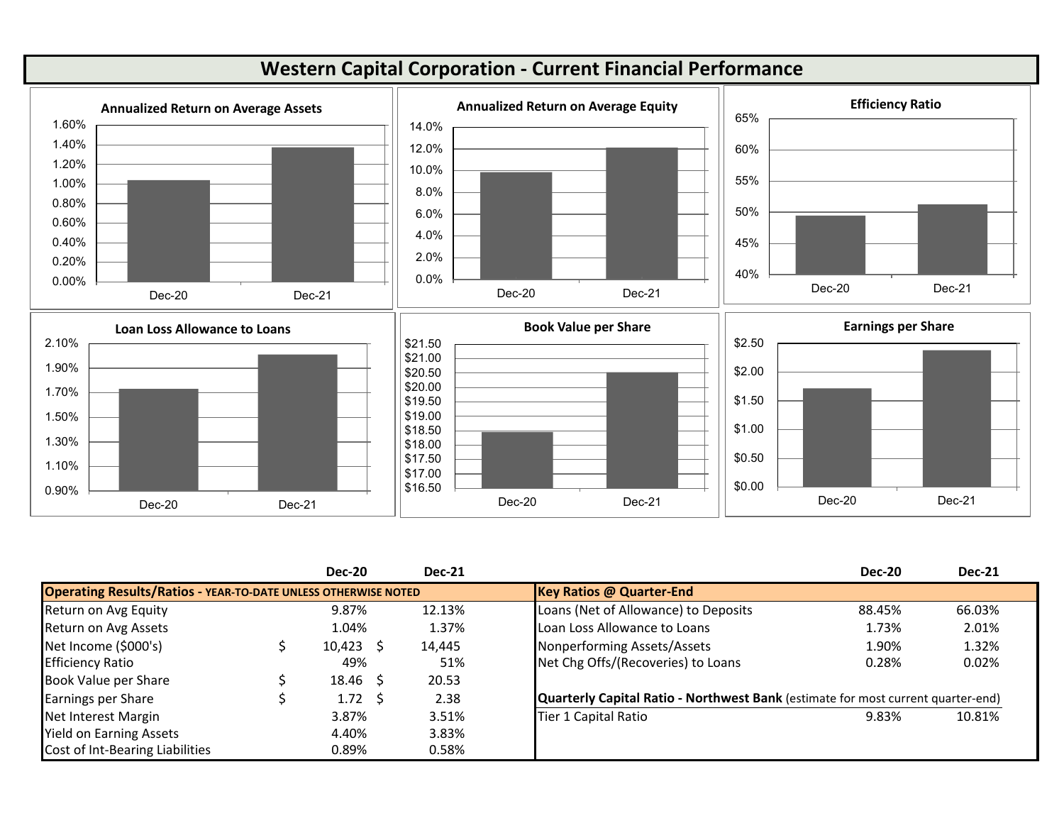# Western Capital Corporation - Current Financial Performance

**Annualized Return on Average Assets**

**Annualized Return on Average Equity**

**Efficiency Ratio**

**Loan Loss Allowance to Loans**

**Book Value per Share**

**Earnings per Share**

| Operating Results/Ratios - YEAR-TO-DATE UNLESS OTHERWISE NOTED | Dec-20 | Dec-21 |
|---|---|---|
| Return on Avg Equity | 9.87% | 12.13% |
| Return on Avg Assets | 1.04% | 1.37% |
| Net Income ($000's) | $ 10,423 | $ 14,445 |
| Efficiency Ratio | 49% | 51% |
| Book Value per Share | $ 18.46 | $ 20.53 |
| Earnings per Share | $ 1.72 | $ 2.38 |
| Net Interest Margin | 3.87% | 3.51% |
| Yield on Earning Assets | 4.40% | 3.83% |
| Cost of Int-Bearing Liabilities | 0.89% | 0.58% |

| Key Ratios @ Quarter-End | Dec-20 | Dec-21 |
|---|---|---|
| Loans (Net of Allowance) to Deposits | 88.45% | 66.03% |
| Loan Loss Allowance to Loans | 1.73% | 2.01% |
| Nonperforming Assets/Assets | 1.90% | 1.32% |
| Net Chg Offs/(Recoveries) to Loans | 0.28% | 0.02% |

| **Quarterly Capital Ratio - Northwest Bank** (estimate for most current quarter-end) | Dec-20 | Dec-21 |
|---|---|---|
| Tier 1 Capital Ratio | 9.83% | 10.81% |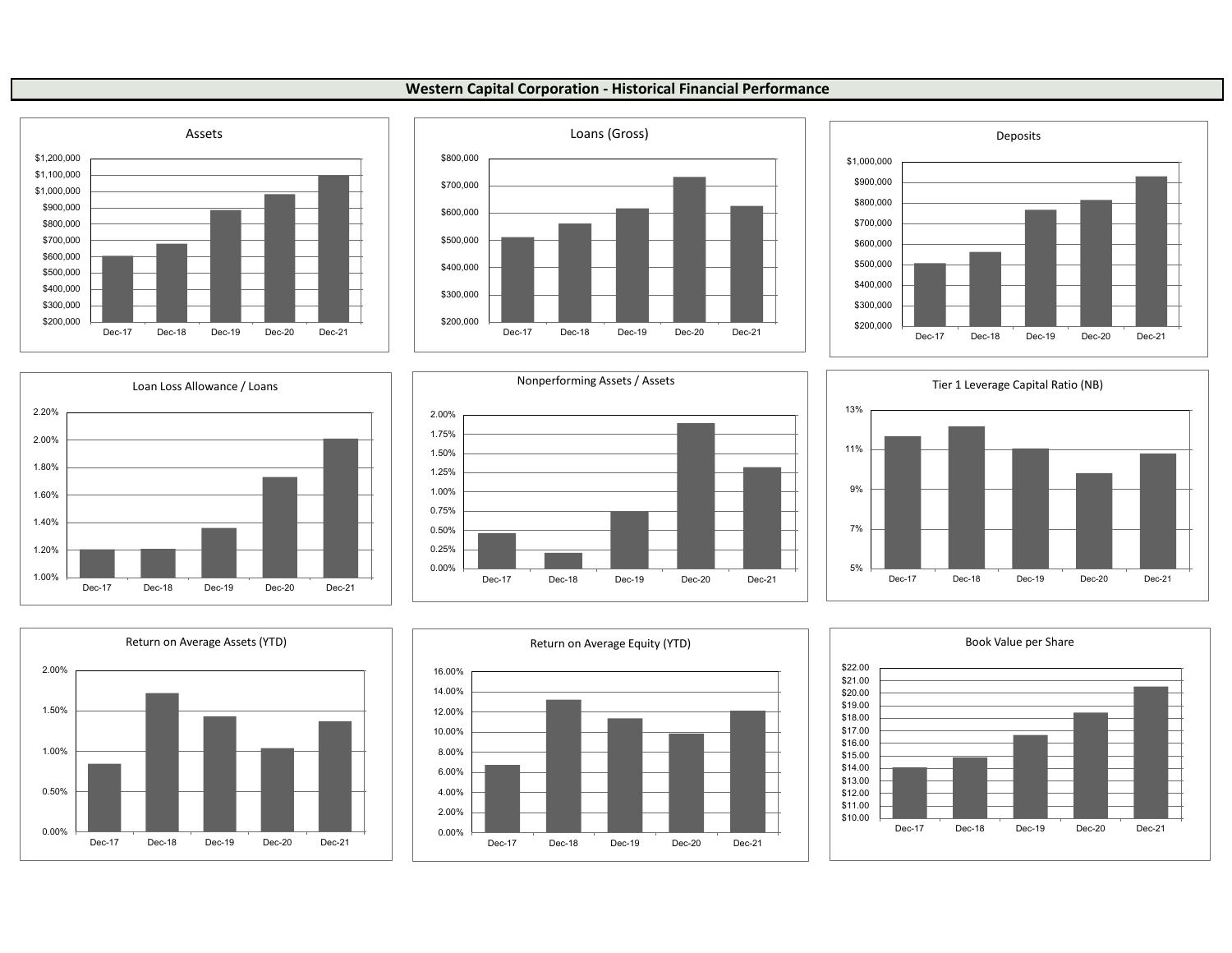# Western Capital Corporation - Historical Financial Performance

Assets

$1,200,000
$1,100,000
$1,000,000
$900,000
$800,000
$700,000
$600,000
$500,000
$400,000
$300,000
$200,000

Dec-17 Dec-18 Dec-19 Dec-20 Dec-21

Loans (Gross)

$800,000
$700,000
$600,000
$500,000
$400,000
$300,000
$200,000

Dec-17 Dec-18 Dec-19 Dec-20 Dec-21

Deposits

$1,000,000
$900,000
$800,000
$700,000
$600,000
$500,000
$400,000
$300,000
$200,000

Dec-17 Dec-18 Dec-19 Dec-20 Dec-21

Loan Loss Allowance / Loans

2.20%
2.00%
1.80%
1.60%
1.40%
1.20%
1.00%

Dec-17 Dec-18 Dec-19 Dec-20 Dec-21

Nonperforming Assets / Assets

2.00%
1.75%
1.50%
1.25%
1.00%
0.75%
0.50%
0.25%
0.00%

Dec-17 Dec-18 Dec-19 Dec-20 Dec-21

Tier 1 Leverage Capital Ratio (NB)

13%
11%
9%
7%
5%

Dec-17 Dec-18 Dec-19 Dec-20 Dec-21

Return on Average Assets (YTD)

2.00%
1.50%
1.00%
0.50%
0.00%

Dec-17 Dec-18 Dec-19 Dec-20 Dec-21

Return on Average Equity (YTD)

16.00%
14.00%
12.00%
10.00%
8.00%
6.00%
4.00%
2.00%
0.00%

Dec-17 Dec-18 Dec-19 Dec-20 Dec-21

Book Value per Share

$22.00
$21.00
$20.00
$19.00
$18.00
$17.00
$16.00
$15.00
$14.00
$13.00
$12.00
$11.00
$10.00

Dec-17 Dec-18 Dec-19 Dec-20 Dec-21